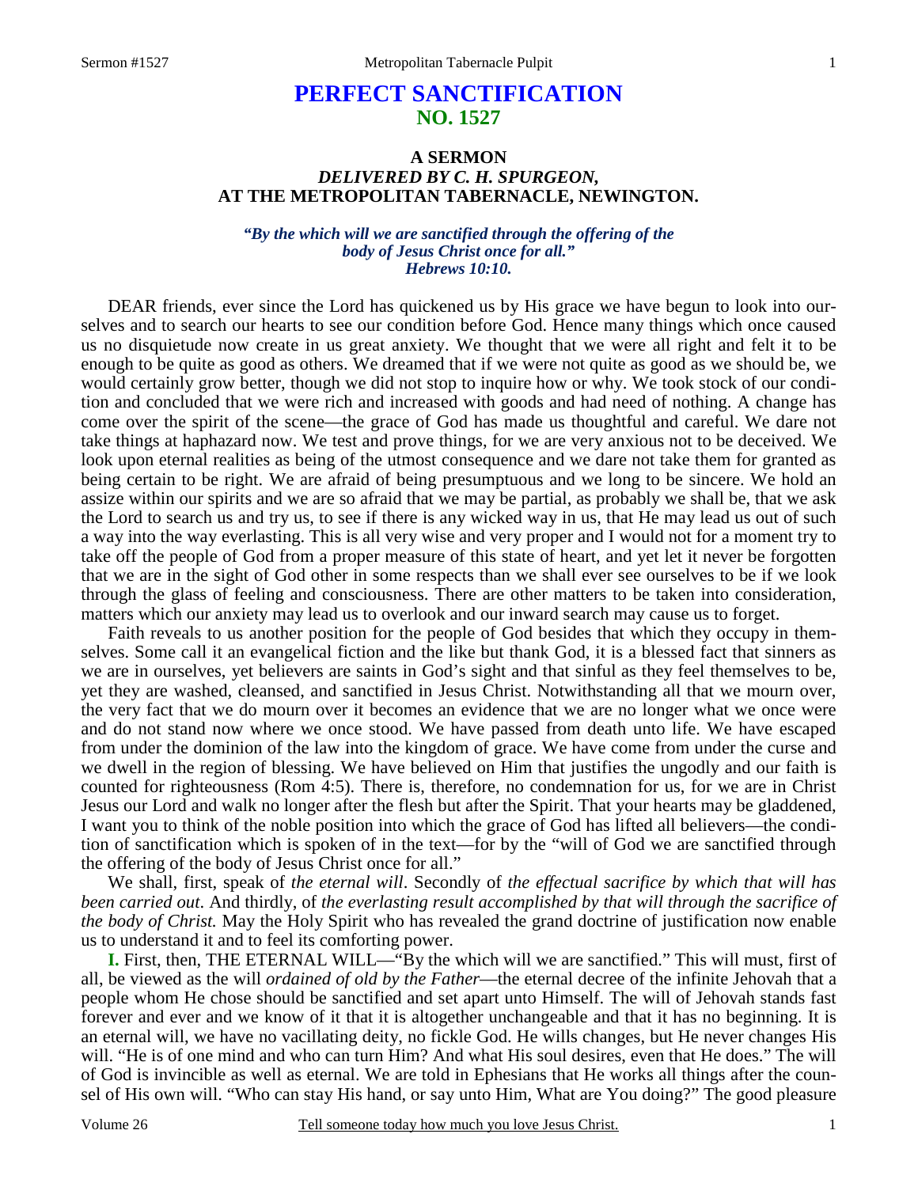# PERFECT SANCTIFICATION
## NO. 1527

### A SERMON
### *DELIVERED BY C. H. SPURGEON,*
### AT THE METROPOLITAN TABERNACLE, NEWINGTON.

***"By the which will we are sanctified through the offering of the body of Jesus Christ once for all." Hebrews 10:10.***

DEAR friends, ever since the Lord has quickened us by His grace we have begun to look into ourselves and to search our hearts to see our condition before God. Hence many things which once caused us no disquietude now create in us great anxiety. We thought that we were all right and felt it to be enough to be quite as good as others. We dreamed that if we were not quite as good as we should be, we would certainly grow better, though we did not stop to inquire how or why. We took stock of our condition and concluded that we were rich and increased with goods and had need of nothing. A change has come over the spirit of the scene—the grace of God has made us thoughtful and careful. We dare not take things at haphazard now. We test and prove things, for we are very anxious not to be deceived. We look upon eternal realities as being of the utmost consequence and we dare not take them for granted as being certain to be right. We are afraid of being presumptuous and we long to be sincere. We hold an assize within our spirits and we are so afraid that we may be partial, as probably we shall be, that we ask the Lord to search us and try us, to see if there is any wicked way in us, that He may lead us out of such a way into the way everlasting. This is all very wise and very proper and I would not for a moment try to take off the people of God from a proper measure of this state of heart, and yet let it never be forgotten that we are in the sight of God other in some respects than we shall ever see ourselves to be if we look through the glass of feeling and consciousness. There are other matters to be taken into consideration, matters which our anxiety may lead us to overlook and our inward search may cause us to forget.

Faith reveals to us another position for the people of God besides that which they occupy in themselves. Some call it an evangelical fiction and the like but thank God, it is a blessed fact that sinners as we are in ourselves, yet believers are saints in God's sight and that sinful as they feel themselves to be, yet they are washed, cleansed, and sanctified in Jesus Christ. Notwithstanding all that we mourn over, the very fact that we do mourn over it becomes an evidence that we are no longer what we once were and do not stand now where we once stood. We have passed from death unto life. We have escaped from under the dominion of the law into the kingdom of grace. We have come from under the curse and we dwell in the region of blessing. We have believed on Him that justifies the ungodly and our faith is counted for righteousness (Rom 4:5). There is, therefore, no condemnation for us, for we are in Christ Jesus our Lord and walk no longer after the flesh but after the Spirit. That your hearts may be gladdened, I want you to think of the noble position into which the grace of God has lifted all believers—the condition of sanctification which is spoken of in the text—for by the "will of God we are sanctified through the offering of the body of Jesus Christ once for all."

We shall, first, speak of *the eternal will*. Secondly of *the effectual sacrifice by which that will has been carried out.* And thirdly, of *the everlasting result accomplished by that will through the sacrifice of the body of Christ.* May the Holy Spirit who has revealed the grand doctrine of justification now enable us to understand it and to feel its comforting power.

**I.** First, then, THE ETERNAL WILL—"By the which will we are sanctified." This will must, first of all, be viewed as the will *ordained of old by the Father*—the eternal decree of the infinite Jehovah that a people whom He chose should be sanctified and set apart unto Himself. The will of Jehovah stands fast forever and ever and we know of it that it is altogether unchangeable and that it has no beginning. It is an eternal will, we have no vacillating deity, no fickle God. He wills changes, but He never changes His will. "He is of one mind and who can turn Him? And what His soul desires, even that He does." The will of God is invincible as well as eternal. We are told in Ephesians that He works all things after the counsel of His own will. "Who can stay His hand, or say unto Him, What are You doing?" The good pleasure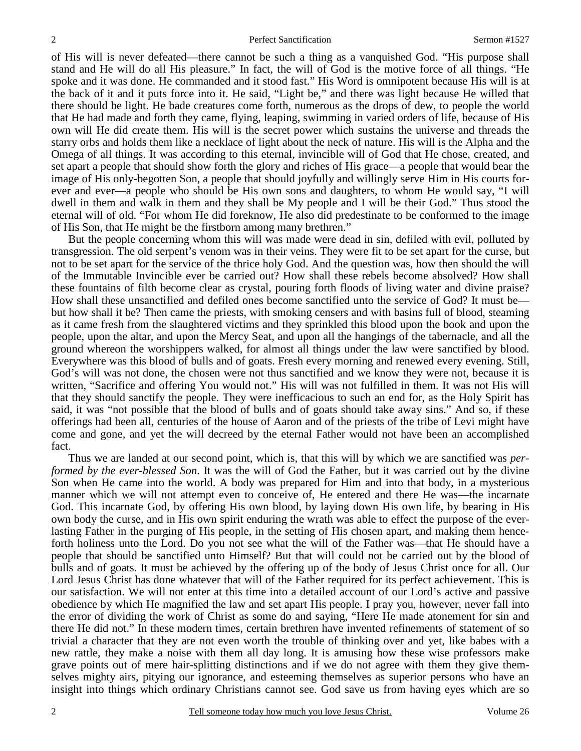of His will is never defeated—there cannot be such a thing as a vanquished God. "His purpose shall stand and He will do all His pleasure." In fact, the will of God is the motive force of all things. "He spoke and it was done. He commanded and it stood fast." His Word is omnipotent because His will is at the back of it and it puts force into it. He said, "Light be," and there was light because He willed that there should be light. He bade creatures come forth, numerous as the drops of dew, to people the world that He had made and forth they came, flying, leaping, swimming in varied orders of life, because of His own will He did create them. His will is the secret power which sustains the universe and threads the starry orbs and holds them like a necklace of light about the neck of nature. His will is the Alpha and the Omega of all things. It was according to this eternal, invincible will of God that He chose, created, and set apart a people that should show forth the glory and riches of His grace—a people that would bear the image of His only-begotten Son, a people that should joyfully and willingly serve Him in His courts forever and ever—a people who should be His own sons and daughters, to whom He would say, "I will dwell in them and walk in them and they shall be My people and I will be their God." Thus stood the eternal will of old. "For whom He did foreknow, He also did predestinate to be conformed to the image of His Son, that He might be the firstborn among many brethren."

But the people concerning whom this will was made were dead in sin, defiled with evil, polluted by transgression. The old serpent's venom was in their veins. They were fit to be set apart for the curse, but not to be set apart for the service of the thrice holy God. And the question was, how then should the will of the Immutable Invincible ever be carried out? How shall these rebels become absolved? How shall these fountains of filth become clear as crystal, pouring forth floods of living water and divine praise? How shall these unsanctified and defiled ones become sanctified unto the service of God? It must be—but how shall it be? Then came the priests, with smoking censers and with basins full of blood, steaming as it came fresh from the slaughtered victims and they sprinkled this blood upon the book and upon the people, upon the altar, and upon the Mercy Seat, and upon all the hangings of the tabernacle, and all the ground whereon the worshippers walked, for almost all things under the law were sanctified by blood. Everywhere was this blood of bulls and of goats. Fresh every morning and renewed every evening. Still, God's will was not done, the chosen were not thus sanctified and we know they were not, because it is written, "Sacrifice and offering You would not." His will was not fulfilled in them. It was not His will that they should sanctify the people. They were inefficacious to such an end for, as the Holy Spirit has said, it was "not possible that the blood of bulls and of goats should take away sins." And so, if these offerings had been all, centuries of the house of Aaron and of the priests of the tribe of Levi might have come and gone, and yet the will decreed by the eternal Father would not have been an accomplished fact.

Thus we are landed at our second point, which is, that this will by which we are sanctified was *performed by the ever-blessed Son*. It was the will of God the Father, but it was carried out by the divine Son when He came into the world. A body was prepared for Him and into that body, in a mysterious manner which we will not attempt even to conceive of, He entered and there He was—the incarnate God. This incarnate God, by offering His own blood, by laying down His own life, by bearing in His own body the curse, and in His own spirit enduring the wrath was able to effect the purpose of the everlasting Father in the purging of His people, in the setting of His chosen apart, and making them henceforth holiness unto the Lord. Do you not see what the will of the Father was—that He should have a people that should be sanctified unto Himself? But that will could not be carried out by the blood of bulls and of goats. It must be achieved by the offering up of the body of Jesus Christ once for all. Our Lord Jesus Christ has done whatever that will of the Father required for its perfect achievement. This is our satisfaction. We will not enter at this time into a detailed account of our Lord's active and passive obedience by which He magnified the law and set apart His people. I pray you, however, never fall into the error of dividing the work of Christ as some do and saying, "Here He made atonement for sin and there He did not." In these modern times, certain brethren have invented refinements of statement of so trivial a character that they are not even worth the trouble of thinking over and yet, like babes with a new rattle, they make a noise with them all day long. It is amusing how these wise professors make grave points out of mere hair-splitting distinctions and if we do not agree with them they give themselves mighty airs, pitying our ignorance, and esteeming themselves as superior persons who have an insight into things which ordinary Christians cannot see. God save us from having eyes which are so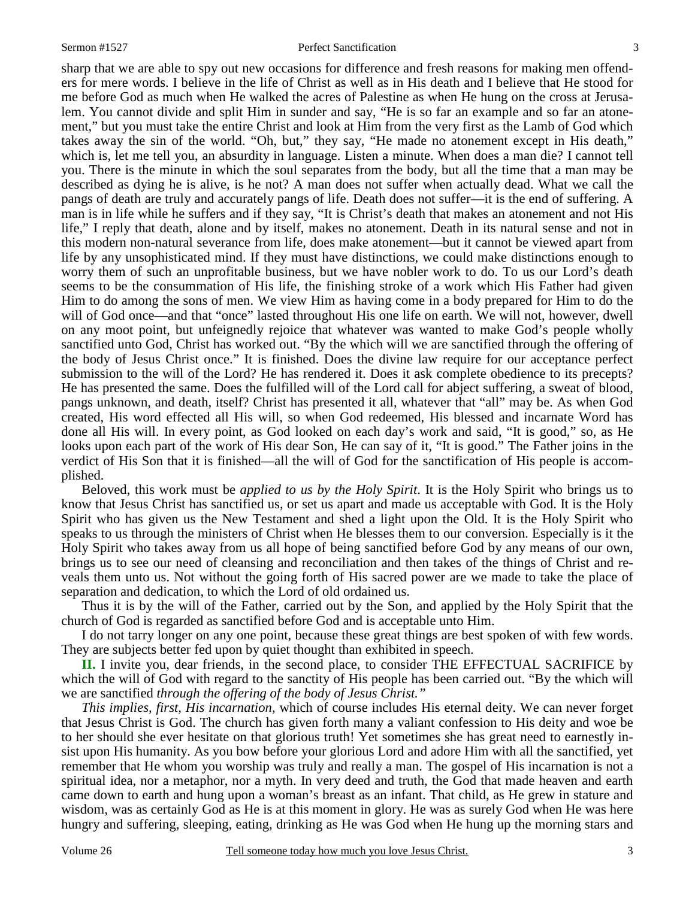sharp that we are able to spy out new occasions for difference and fresh reasons for making men offenders for mere words. I believe in the life of Christ as well as in His death and I believe that He stood for me before God as much when He walked the acres of Palestine as when He hung on the cross at Jerusalem. You cannot divide and split Him in sunder and say, "He is so far an example and so far an atonement," but you must take the entire Christ and look at Him from the very first as the Lamb of God which takes away the sin of the world. "Oh, but," they say, "He made no atonement except in His death," which is, let me tell you, an absurdity in language. Listen a minute. When does a man die? I cannot tell you. There is the minute in which the soul separates from the body, but all the time that a man may be described as dying he is alive, is he not? A man does not suffer when actually dead. What we call the pangs of death are truly and accurately pangs of life. Death does not suffer—it is the end of suffering. A man is in life while he suffers and if they say, "It is Christ's death that makes an atonement and not His life," I reply that death, alone and by itself, makes no atonement. Death in its natural sense and not in this modern non-natural severance from life, does make atonement—but it cannot be viewed apart from life by any unsophisticated mind. If they must have distinctions, we could make distinctions enough to worry them of such an unprofitable business, but we have nobler work to do. To us our Lord's death seems to be the consummation of His life, the finishing stroke of a work which His Father had given Him to do among the sons of men. We view Him as having come in a body prepared for Him to do the will of God once—and that "once" lasted throughout His one life on earth. We will not, however, dwell on any moot point, but unfeignedly rejoice that whatever was wanted to make God's people wholly sanctified unto God, Christ has worked out. "By the which will we are sanctified through the offering of the body of Jesus Christ once." It is finished. Does the divine law require for our acceptance perfect submission to the will of the Lord? He has rendered it. Does it ask complete obedience to its precepts? He has presented the same. Does the fulfilled will of the Lord call for abject suffering, a sweat of blood, pangs unknown, and death, itself? Christ has presented it all, whatever that "all" may be. As when God created, His word effected all His will, so when God redeemed, His blessed and incarnate Word has done all His will. In every point, as God looked on each day's work and said, "It is good," so, as He looks upon each part of the work of His dear Son, He can say of it, "It is good." The Father joins in the verdict of His Son that it is finished—all the will of God for the sanctification of His people is accomplished.

Beloved, this work must be *applied to us by the Holy Spirit*. It is the Holy Spirit who brings us to know that Jesus Christ has sanctified us, or set us apart and made us acceptable with God. It is the Holy Spirit who has given us the New Testament and shed a light upon the Old. It is the Holy Spirit who speaks to us through the ministers of Christ when He blesses them to our conversion. Especially is it the Holy Spirit who takes away from us all hope of being sanctified before God by any means of our own, brings us to see our need of cleansing and reconciliation and then takes of the things of Christ and reveals them unto us. Not without the going forth of His sacred power are we made to take the place of separation and dedication, to which the Lord of old ordained us.

Thus it is by the will of the Father, carried out by the Son, and applied by the Holy Spirit that the church of God is regarded as sanctified before God and is acceptable unto Him.

I do not tarry longer on any one point, because these great things are best spoken of with few words. They are subjects better fed upon by quiet thought than exhibited in speech.

**II.** I invite you, dear friends, in the second place, to consider THE EFFECTUAL SACRIFICE by which the will of God with regard to the sanctity of His people has been carried out. "By the which will we are sanctified *through the offering of the body of Jesus Christ."*

*This implies, first, His incarnation,* which of course includes His eternal deity. We can never forget that Jesus Christ is God. The church has given forth many a valiant confession to His deity and woe be to her should she ever hesitate on that glorious truth! Yet sometimes she has great need to earnestly insist upon His humanity. As you bow before your glorious Lord and adore Him with all the sanctified, yet remember that He whom you worship was truly and really a man. The gospel of His incarnation is not a spiritual idea, nor a metaphor, nor a myth. In very deed and truth, the God that made heaven and earth came down to earth and hung upon a woman's breast as an infant. That child, as He grew in stature and wisdom, was as certainly God as He is at this moment in glory. He was as surely God when He was here hungry and suffering, sleeping, eating, drinking as He was God when He hung up the morning stars and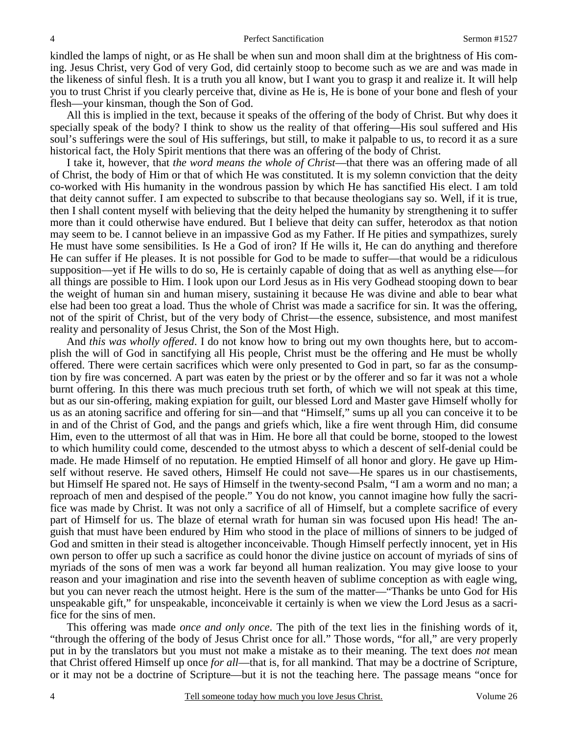kindled the lamps of night, or as He shall be when sun and moon shall dim at the brightness of His coming. Jesus Christ, very God of very God, did certainly stoop to become such as we are and was made in the likeness of sinful flesh. It is a truth you all know, but I want you to grasp it and realize it. It will help you to trust Christ if you clearly perceive that, divine as He is, He is bone of your bone and flesh of your flesh—your kinsman, though the Son of God.

All this is implied in the text, because it speaks of the offering of the body of Christ. But why does it specially speak of the body? I think to show us the reality of that offering—His soul suffered and His soul's sufferings were the soul of His sufferings, but still, to make it palpable to us, to record it as a sure historical fact, the Holy Spirit mentions that there was an offering of the body of Christ.

I take it, however, that *the word means the whole of Christ*—that there was an offering made of all of Christ, the body of Him or that of which He was constituted. It is my solemn conviction that the deity co-worked with His humanity in the wondrous passion by which He has sanctified His elect. I am told that deity cannot suffer. I am expected to subscribe to that because theologians say so. Well, if it is true, then I shall content myself with believing that the deity helped the humanity by strengthening it to suffer more than it could otherwise have endured. But I believe that deity can suffer, heterodox as that notion may seem to be. I cannot believe in an impassive God as my Father. If He pities and sympathizes, surely He must have some sensibilities. Is He a God of iron? If He wills it, He can do anything and therefore He can suffer if He pleases. It is not possible for God to be made to suffer—that would be a ridiculous supposition—yet if He wills to do so, He is certainly capable of doing that as well as anything else—for all things are possible to Him. I look upon our Lord Jesus as in His very Godhead stooping down to bear the weight of human sin and human misery, sustaining it because He was divine and able to bear what else had been too great a load. Thus the whole of Christ was made a sacrifice for sin. It was the offering, not of the spirit of Christ, but of the very body of Christ—the essence, subsistence, and most manifest reality and personality of Jesus Christ, the Son of the Most High.

And *this was wholly offered*. I do not know how to bring out my own thoughts here, but to accomplish the will of God in sanctifying all His people, Christ must be the offering and He must be wholly offered. There were certain sacrifices which were only presented to God in part, so far as the consumption by fire was concerned. A part was eaten by the priest or by the offerer and so far it was not a whole burnt offering. In this there was much precious truth set forth, of which we will not speak at this time, but as our sin-offering, making expiation for guilt, our blessed Lord and Master gave Himself wholly for us as an atoning sacrifice and offering for sin—and that "Himself," sums up all you can conceive it to be in and of the Christ of God, and the pangs and griefs which, like a fire went through Him, did consume Him, even to the uttermost of all that was in Him. He bore all that could be borne, stooped to the lowest to which humility could come, descended to the utmost abyss to which a descent of self-denial could be made. He made Himself of no reputation. He emptied Himself of all honor and glory. He gave up Himself without reserve. He saved others, Himself He could not save—He spares us in our chastisements, but Himself He spared not. He says of Himself in the twenty-second Psalm, "I am a worm and no man; a reproach of men and despised of the people." You do not know, you cannot imagine how fully the sacrifice was made by Christ. It was not only a sacrifice of all of Himself, but a complete sacrifice of every part of Himself for us. The blaze of eternal wrath for human sin was focused upon His head! The anguish that must have been endured by Him who stood in the place of millions of sinners to be judged of God and smitten in their stead is altogether inconceivable. Though Himself perfectly innocent, yet in His own person to offer up such a sacrifice as could honor the divine justice on account of myriads of sins of myriads of the sons of men was a work far beyond all human realization. You may give loose to your reason and your imagination and rise into the seventh heaven of sublime conception as with eagle wing, but you can never reach the utmost height. Here is the sum of the matter—"Thanks be unto God for His unspeakable gift," for unspeakable, inconceivable it certainly is when we view the Lord Jesus as a sacrifice for the sins of men.

This offering was made *once and only once*. The pith of the text lies in the finishing words of it, "through the offering of the body of Jesus Christ once for all." Those words, "for all," are very properly put in by the translators but you must not make a mistake as to their meaning. The text does *not* mean that Christ offered Himself up once *for all*—that is, for all mankind. That may be a doctrine of Scripture, or it may not be a doctrine of Scripture—but it is not the teaching here. The passage means "once for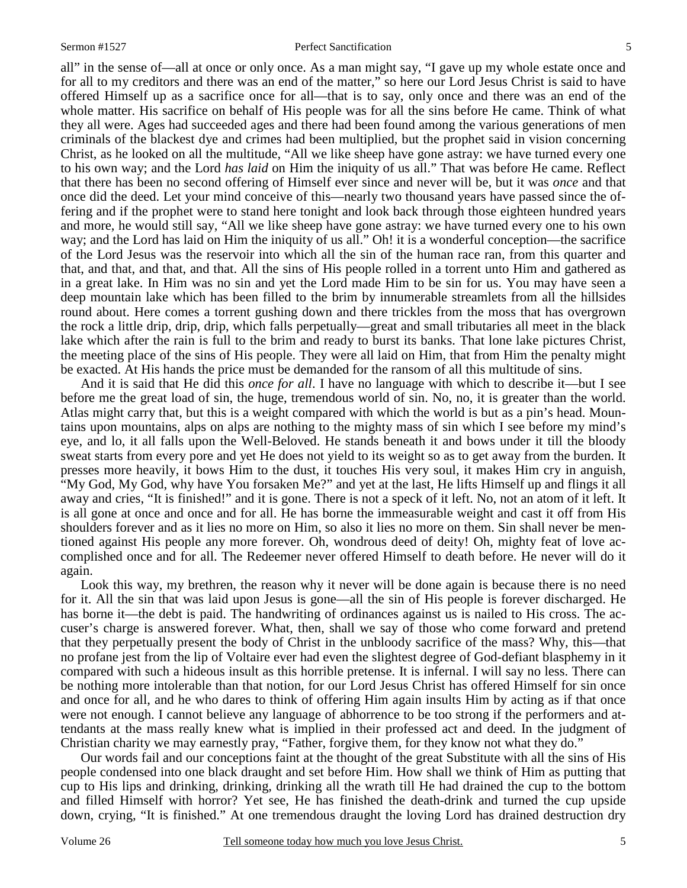all" in the sense of—all at once or only once. As a man might say, "I gave up my whole estate once and for all to my creditors and there was an end of the matter," so here our Lord Jesus Christ is said to have offered Himself up as a sacrifice once for all—that is to say, only once and there was an end of the whole matter. His sacrifice on behalf of His people was for all the sins before He came. Think of what they all were. Ages had succeeded ages and there had been found among the various generations of men criminals of the blackest dye and crimes had been multiplied, but the prophet said in vision concerning Christ, as he looked on all the multitude, "All we like sheep have gone astray: we have turned every one to his own way; and the Lord *has laid* on Him the iniquity of us all." That was before He came. Reflect that there has been no second offering of Himself ever since and never will be, but it was *once* and that once did the deed. Let your mind conceive of this—nearly two thousand years have passed since the offering and if the prophet were to stand here tonight and look back through those eighteen hundred years and more, he would still say, "All we like sheep have gone astray: we have turned every one to his own way; and the Lord has laid on Him the iniquity of us all." Oh! it is a wonderful conception—the sacrifice of the Lord Jesus was the reservoir into which all the sin of the human race ran, from this quarter and that, and that, and that, and that. All the sins of His people rolled in a torrent unto Him and gathered as in a great lake. In Him was no sin and yet the Lord made Him to be sin for us. You may have seen a deep mountain lake which has been filled to the brim by innumerable streamlets from all the hillsides round about. Here comes a torrent gushing down and there trickles from the moss that has overgrown the rock a little drip, drip, drip, which falls perpetually—great and small tributaries all meet in the black lake which after the rain is full to the brim and ready to burst its banks. That lone lake pictures Christ, the meeting place of the sins of His people. They were all laid on Him, that from Him the penalty might be exacted. At His hands the price must be demanded for the ransom of all this multitude of sins.

And it is said that He did this *once for all*. I have no language with which to describe it—but I see before me the great load of sin, the huge, tremendous world of sin. No, no, it is greater than the world. Atlas might carry that, but this is a weight compared with which the world is but as a pin's head. Mountains upon mountains, alps on alps are nothing to the mighty mass of sin which I see before my mind's eye, and lo, it all falls upon the Well-Beloved. He stands beneath it and bows under it till the bloody sweat starts from every pore and yet He does not yield to its weight so as to get away from the burden. It presses more heavily, it bows Him to the dust, it touches His very soul, it makes Him cry in anguish, "My God, My God, why have You forsaken Me?" and yet at the last, He lifts Himself up and flings it all away and cries, "It is finished!" and it is gone. There is not a speck of it left. No, not an atom of it left. It is all gone at once and once and for all. He has borne the immeasurable weight and cast it off from His shoulders forever and as it lies no more on Him, so also it lies no more on them. Sin shall never be mentioned against His people any more forever. Oh, wondrous deed of deity! Oh, mighty feat of love accomplished once and for all. The Redeemer never offered Himself to death before. He never will do it again.

Look this way, my brethren, the reason why it never will be done again is because there is no need for it. All the sin that was laid upon Jesus is gone—all the sin of His people is forever discharged. He has borne it—the debt is paid. The handwriting of ordinances against us is nailed to His cross. The accuser's charge is answered forever. What, then, shall we say of those who come forward and pretend that they perpetually present the body of Christ in the unbloody sacrifice of the mass? Why, this—that no profane jest from the lip of Voltaire ever had even the slightest degree of God-defiant blasphemy in it compared with such a hideous insult as this horrible pretense. It is infernal. I will say no less. There can be nothing more intolerable than that notion, for our Lord Jesus Christ has offered Himself for sin once and once for all, and he who dares to think of offering Him again insults Him by acting as if that once were not enough. I cannot believe any language of abhorrence to be too strong if the performers and attendants at the mass really knew what is implied in their professed act and deed. In the judgment of Christian charity we may earnestly pray, "Father, forgive them, for they know not what they do."

Our words fail and our conceptions faint at the thought of the great Substitute with all the sins of His people condensed into one black draught and set before Him. How shall we think of Him as putting that cup to His lips and drinking, drinking, drinking all the wrath till He had drained the cup to the bottom and filled Himself with horror? Yet see, He has finished the death-drink and turned the cup upside down, crying, "It is finished." At one tremendous draught the loving Lord has drained destruction dry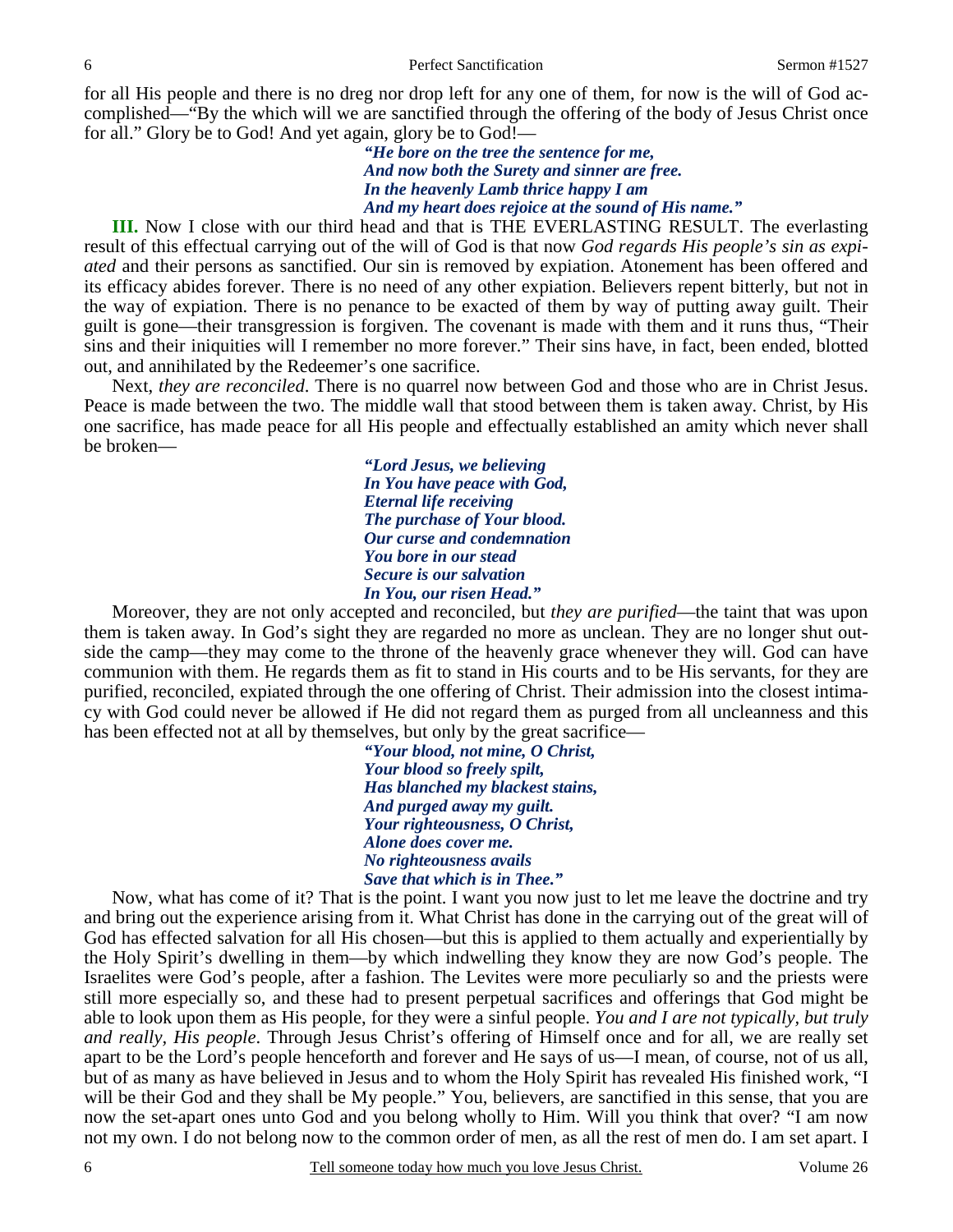for all His people and there is no dreg nor drop left for any one of them, for now is the will of God accomplished—"By the which will we are sanctified through the offering of the body of Jesus Christ once for all." Glory be to God! And yet again, glory be to God!—

> ***"He bore on the tree the sentence for me,***
> ***And now both the Surety and sinner are free.***
> ***In the heavenly Lamb thrice happy I am***
> ***And my heart does rejoice at the sound of His name."***

**III.** Now I close with our third head and that is THE EVERLASTING RESULT. The everlasting result of this effectual carrying out of the will of God is that now *God regards His people's sin as expiated* and their persons as sanctified. Our sin is removed by expiation. Atonement has been offered and its efficacy abides forever. There is no need of any other expiation. Believers repent bitterly, but not in the way of expiation. There is no penance to be exacted of them by way of putting away guilt. Their guilt is gone—their transgression is forgiven. The covenant is made with them and it runs thus, "Their sins and their iniquities will I remember no more forever." Their sins have, in fact, been ended, blotted out, and annihilated by the Redeemer's one sacrifice.

Next, *they are reconciled*. There is no quarrel now between God and those who are in Christ Jesus. Peace is made between the two. The middle wall that stood between them is taken away. Christ, by His one sacrifice, has made peace for all His people and effectually established an amity which never shall be broken—

> ***"Lord Jesus, we believing***
> ***In You have peace with God,***
> ***Eternal life receiving***
> ***The purchase of Your blood.***
> ***Our curse and condemnation***
> ***You bore in our stead***
> ***Secure is our salvation***
> ***In You, our risen Head."***

Moreover, they are not only accepted and reconciled, but *they are purified*—the taint that was upon them is taken away. In God's sight they are regarded no more as unclean. They are no longer shut outside the camp—they may come to the throne of the heavenly grace whenever they will. God can have communion with them. He regards them as fit to stand in His courts and to be His servants, for they are purified, reconciled, expiated through the one offering of Christ. Their admission into the closest intimacy with God could never be allowed if He did not regard them as purged from all uncleanness and this has been effected not at all by themselves, but only by the great sacrifice—

> ***"Your blood, not mine, O Christ,***
> ***Your blood so freely spilt,***
> ***Has blanched my blackest stains,***
> ***And purged away my guilt.***
> ***Your righteousness, O Christ,***
> ***Alone does cover me.***
> ***No righteousness avails***
> ***Save that which is in Thee."***

Now, what has come of it? That is the point. I want you now just to let me leave the doctrine and try and bring out the experience arising from it. What Christ has done in the carrying out of the great will of God has effected salvation for all His chosen—but this is applied to them actually and experientially by the Holy Spirit's dwelling in them—by which indwelling they know they are now God's people. The Israelites were God's people, after a fashion. The Levites were more peculiarly so and the priests were still more especially so, and these had to present perpetual sacrifices and offerings that God might be able to look upon them as His people, for they were a sinful people. *You and I are not typically, but truly and really, His people*. Through Jesus Christ's offering of Himself once and for all, we are really set apart to be the Lord's people henceforth and forever and He says of us—I mean, of course, not of us all, but of as many as have believed in Jesus and to whom the Holy Spirit has revealed His finished work, "I will be their God and they shall be My people." You, believers, are sanctified in this sense, that you are now the set-apart ones unto God and you belong wholly to Him. Will you think that over? "I am now not my own. I do not belong now to the common order of men, as all the rest of men do. I am set apart. I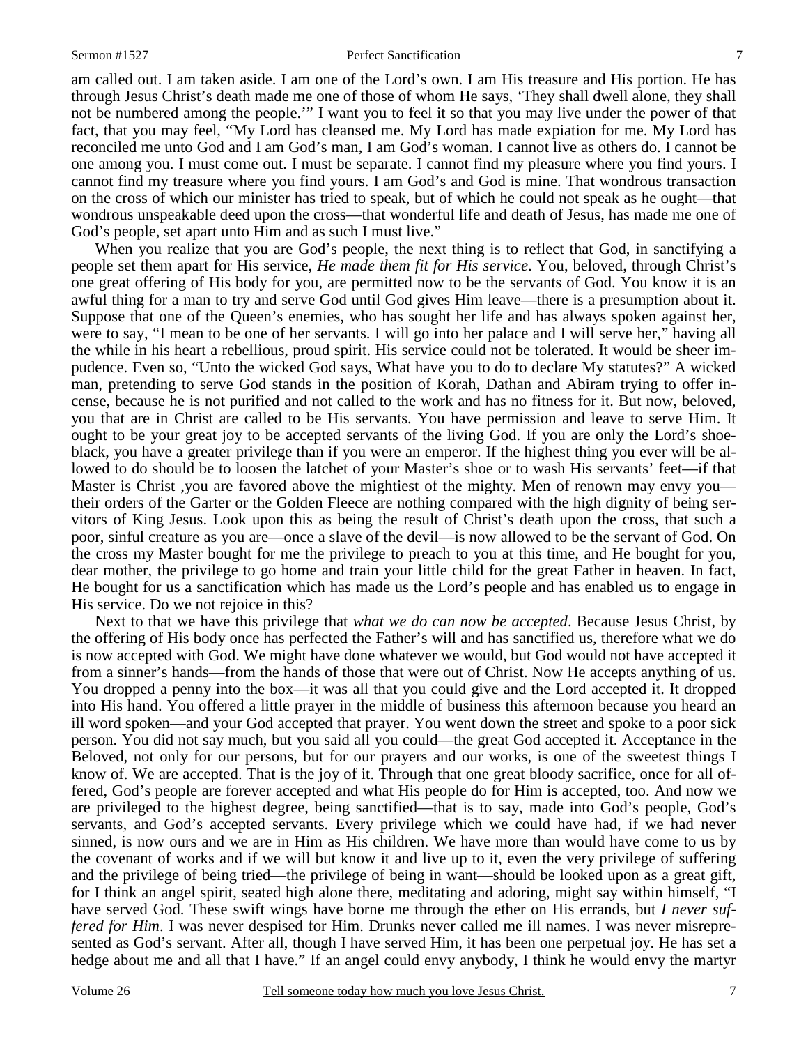am called out. I am taken aside. I am one of the Lord's own. I am His treasure and His portion. He has through Jesus Christ's death made me one of those of whom He says, 'They shall dwell alone, they shall not be numbered among the people.'" I want you to feel it so that you may live under the power of that fact, that you may feel, "My Lord has cleansed me. My Lord has made expiation for me. My Lord has reconciled me unto God and I am God's man, I am God's woman. I cannot live as others do. I cannot be one among you. I must come out. I must be separate. I cannot find my pleasure where you find yours. I cannot find my treasure where you find yours. I am God's and God is mine. That wondrous transaction on the cross of which our minister has tried to speak, but of which he could not speak as he ought—that wondrous unspeakable deed upon the cross—that wonderful life and death of Jesus, has made me one of God's people, set apart unto Him and as such I must live."

When you realize that you are God's people, the next thing is to reflect that God, in sanctifying a people set them apart for His service, *He made them fit for His service*. You, beloved, through Christ's one great offering of His body for you, are permitted now to be the servants of God. You know it is an awful thing for a man to try and serve God until God gives Him leave—there is a presumption about it. Suppose that one of the Queen's enemies, who has sought her life and has always spoken against her, were to say, "I mean to be one of her servants. I will go into her palace and I will serve her," having all the while in his heart a rebellious, proud spirit. His service could not be tolerated. It would be sheer impudence. Even so, "Unto the wicked God says, What have you to do to declare My statutes?" A wicked man, pretending to serve God stands in the position of Korah, Dathan and Abiram trying to offer incense, because he is not purified and not called to the work and has no fitness for it. But now, beloved, you that are in Christ are called to be His servants. You have permission and leave to serve Him. It ought to be your great joy to be accepted servants of the living God. If you are only the Lord's shoeblack, you have a greater privilege than if you were an emperor. If the highest thing you ever will be allowed to do should be to loosen the latchet of your Master's shoe or to wash His servants' feet—if that Master is Christ ,you are favored above the mightiest of the mighty. Men of renown may envy you—their orders of the Garter or the Golden Fleece are nothing compared with the high dignity of being servitors of King Jesus. Look upon this as being the result of Christ's death upon the cross, that such a poor, sinful creature as you are—once a slave of the devil—is now allowed to be the servant of God. On the cross my Master bought for me the privilege to preach to you at this time, and He bought for you, dear mother, the privilege to go home and train your little child for the great Father in heaven. In fact, He bought for us a sanctification which has made us the Lord's people and has enabled us to engage in His service. Do we not rejoice in this?

Next to that we have this privilege that *what we do can now be accepted*. Because Jesus Christ, by the offering of His body once has perfected the Father's will and has sanctified us, therefore what we do is now accepted with God. We might have done whatever we would, but God would not have accepted it from a sinner's hands—from the hands of those that were out of Christ. Now He accepts anything of us. You dropped a penny into the box—it was all that you could give and the Lord accepted it. It dropped into His hand. You offered a little prayer in the middle of business this afternoon because you heard an ill word spoken—and your God accepted that prayer. You went down the street and spoke to a poor sick person. You did not say much, but you said all you could—the great God accepted it. Acceptance in the Beloved, not only for our persons, but for our prayers and our works, is one of the sweetest things I know of. We are accepted. That is the joy of it. Through that one great bloody sacrifice, once for all offered, God's people are forever accepted and what His people do for Him is accepted, too. And now we are privileged to the highest degree, being sanctified—that is to say, made into God's people, God's servants, and God's accepted servants. Every privilege which we could have had, if we had never sinned, is now ours and we are in Him as His children. We have more than would have come to us by the covenant of works and if we will but know it and live up to it, even the very privilege of suffering and the privilege of being tried—the privilege of being in want—should be looked upon as a great gift, for I think an angel spirit, seated high alone there, meditating and adoring, might say within himself, "I have served God. These swift wings have borne me through the ether on His errands, but *I never suffered for Him*. I was never despised for Him. Drunks never called me ill names. I was never misrepresented as God's servant. After all, though I have served Him, it has been one perpetual joy. He has set a hedge about me and all that I have." If an angel could envy anybody, I think he would envy the martyr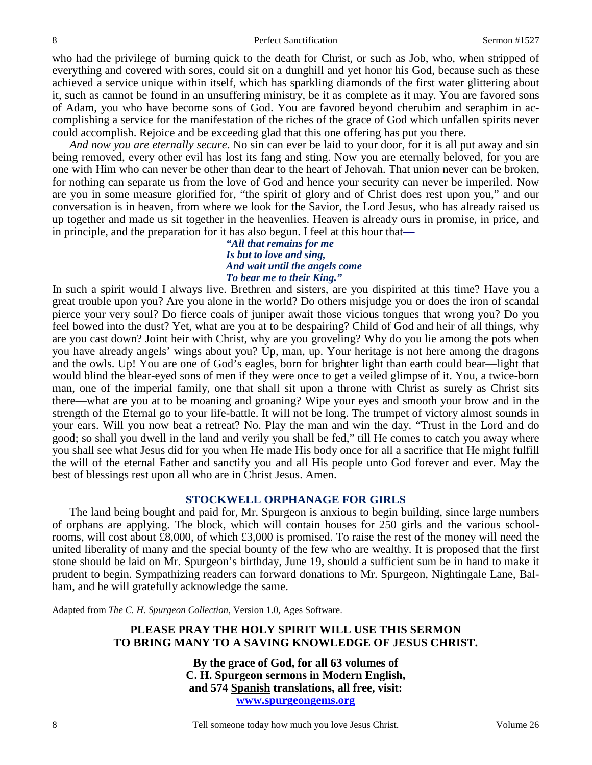who had the privilege of burning quick to the death for Christ, or such as Job, who, when stripped of everything and covered with sores, could sit on a dunghill and yet honor his God, because such as these achieved a service unique within itself, which has sparkling diamonds of the first water glittering about it, such as cannot be found in an unsuffering ministry, be it as complete as it may. You are favored sons of Adam, you who have become sons of God. You are favored beyond cherubim and seraphim in accomplishing a service for the manifestation of the riches of the grace of God which unfallen spirits never could accomplish. Rejoice and be exceeding glad that this one offering has put you there.

*And now you are eternally secure*. No sin can ever be laid to your door, for it is all put away and sin being removed, every other evil has lost its fang and sting. Now you are eternally beloved, for you are one with Him who can never be other than dear to the heart of Jehovah. That union never can be broken, for nothing can separate us from the love of God and hence your security can never be imperiled. Now are you in some measure glorified for, "the spirit of glory and of Christ does rest upon you," and our conversation is in heaven, from where we look for the Savior, the Lord Jesus, who has already raised us up together and made us sit together in the heavenlies. Heaven is already ours in promise, in price, and in principle, and the preparation for it has also begun. I feel at this hour that—

> ***"All that remains for me***
> ***Is but to love and sing,***
> ***And wait until the angels come***
> ***To bear me to their King."***

In such a spirit would I always live. Brethren and sisters, are you dispirited at this time? Have you a great trouble upon you? Are you alone in the world? Do others misjudge you or does the iron of scandal pierce your very soul? Do fierce coals of juniper await those vicious tongues that wrong you? Do you feel bowed into the dust? Yet, what are you at to be despairing? Child of God and heir of all things, why are you cast down? Joint heir with Christ, why are you groveling? Why do you lie among the pots when you have already angels' wings about you? Up, man, up. Your heritage is not here among the dragons and the owls. Up! You are one of God's eagles, born for brighter light than earth could bear—light that would blind the blear-eyed sons of men if they were once to get a veiled glimpse of it. You, a twice-born man, one of the imperial family, one that shall sit upon a throne with Christ as surely as Christ sits there—what are you at to be moaning and groaning? Wipe your eyes and smooth your brow and in the strength of the Eternal go to your life-battle. It will not be long. The trumpet of victory almost sounds in your ears. Will you now beat a retreat? No. Play the man and win the day. "Trust in the Lord and do good; so shall you dwell in the land and verily you shall be fed," till He comes to catch you away where you shall see what Jesus did for you when He made His body once for all a sacrifice that He might fulfill the will of the eternal Father and sanctify you and all His people unto God forever and ever. May the best of blessings rest upon all who are in Christ Jesus. Amen.

## STOCKWELL ORPHANAGE FOR GIRLS

The land being bought and paid for, Mr. Spurgeon is anxious to begin building, since large numbers of orphans are applying. The block, which will contain houses for 250 girls and the various schoolrooms, will cost about £8,000, of which £3,000 is promised. To raise the rest of the money will need the united liberality of many and the special bounty of the few who are wealthy. It is proposed that the first stone should be laid on Mr. Spurgeon's birthday, June 19, should a sufficient sum be in hand to make it prudent to begin. Sympathizing readers can forward donations to Mr. Spurgeon, Nightingale Lane, Balham, and he will gratefully acknowledge the same.

Adapted from *The C. H. Spurgeon Collection*, Version 1.0, Ages Software.

**PLEASE PRAY THE HOLY SPIRIT WILL USE THIS SERMON TO BRING MANY TO A SAVING KNOWLEDGE OF JESUS CHRIST.**

**By the grace of God, for all 63 volumes of C. H. Spurgeon sermons in Modern English, and 574 Spanish translations, all free, visit: www.spurgeongems.org**